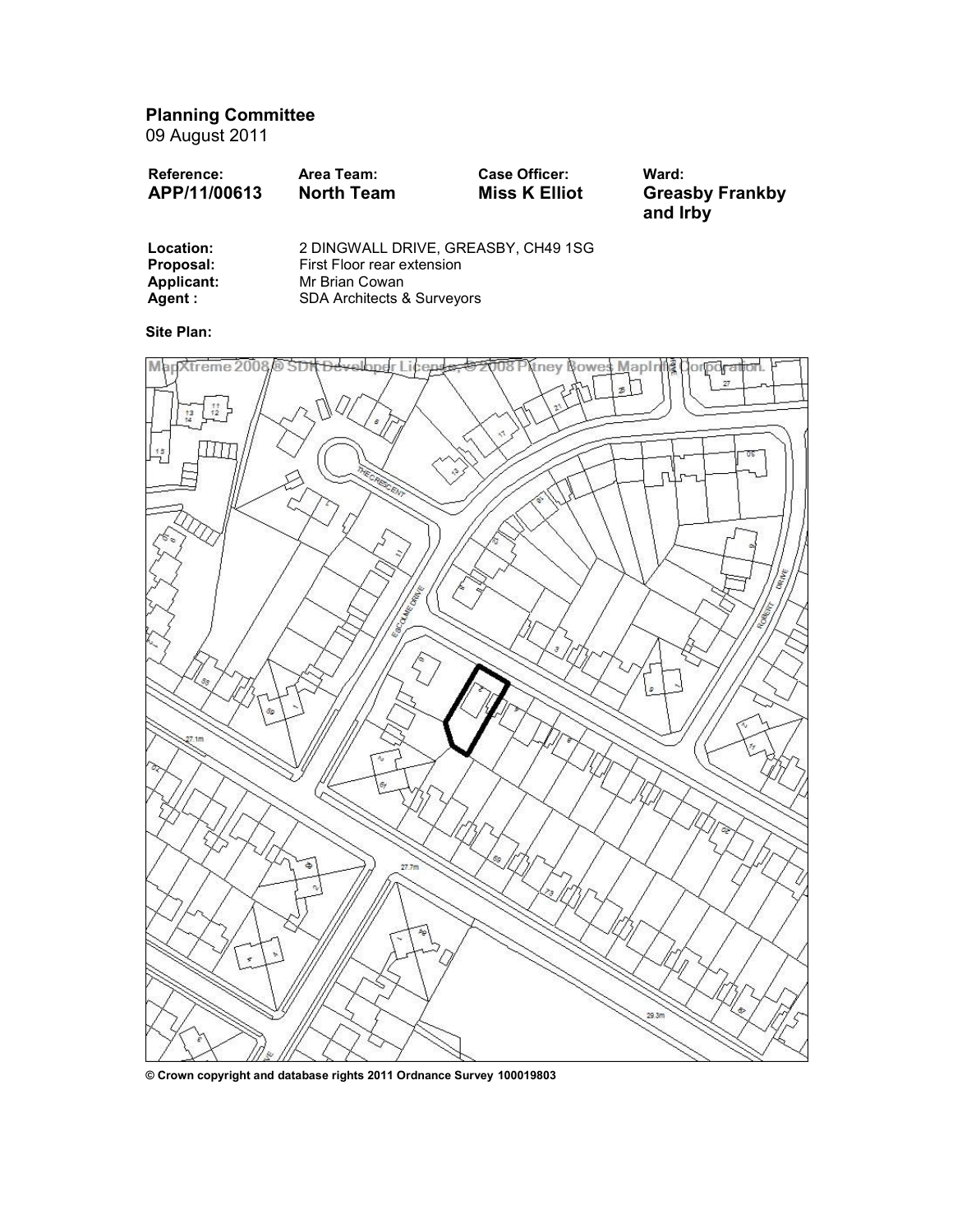# Planning Committee

09 August 2011

| Reference: | Area Team: | Case Officer: | Ward: |
| --- | --- | --- | --- |
| **APP/11/00613** | **North Team** | **Miss K Elliot** | **Greasby Frankby and Irby** |

**Location:** 2 DINGWALL DRIVE, GREASBY, CH49 1SG
**Proposal:** First Floor rear extension
**Applicant:** Mr Brian Cowan
**Agent :** SDA Architects & Surveyors

**Site Plan:**

**© Crown copyright and database rights 2011 Ordnance Survey 100019803**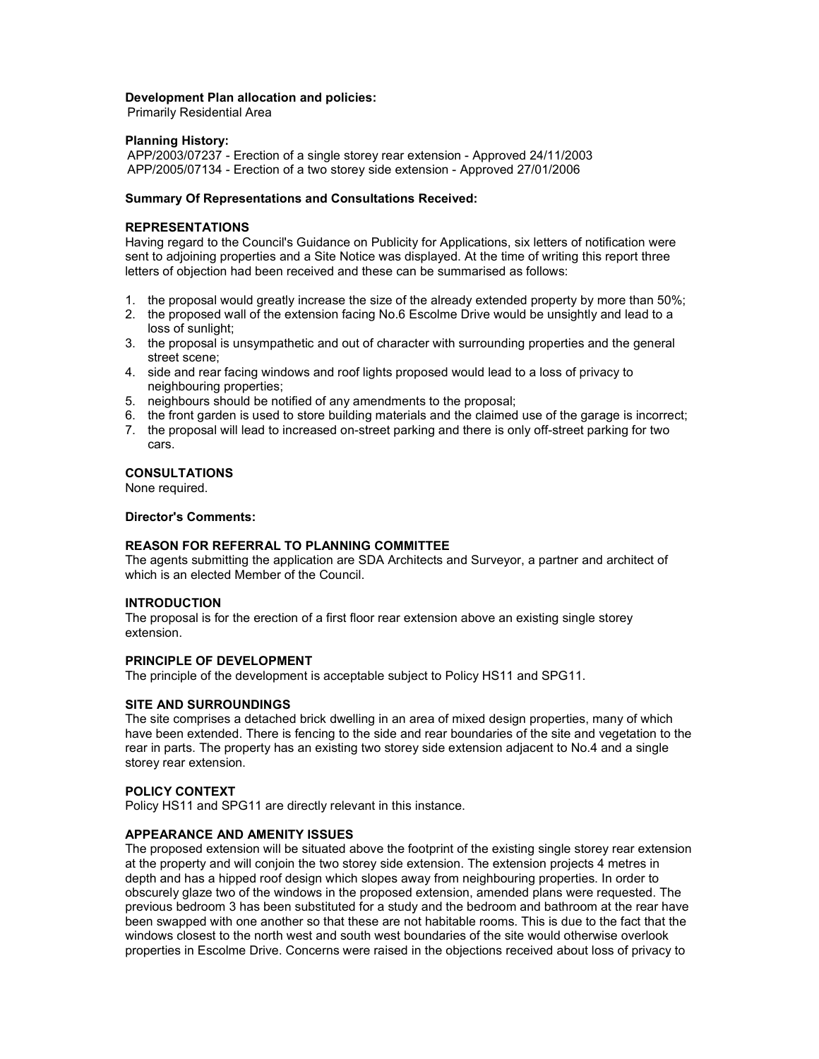**Development Plan allocation and policies:**
Primarily Residential Area

**Planning History:**
APP/2003/07237 - Erection of a single storey rear extension - Approved 24/11/2003
APP/2005/07134 - Erection of a two storey side extension - Approved 27/01/2006

**Summary Of Representations and Consultations Received:**

**REPRESENTATIONS**

Having regard to the Council's Guidance on Publicity for Applications, six letters of notification were sent to adjoining properties and a Site Notice was displayed. At the time of writing this report three letters of objection had been received and these can be summarised as follows:

1. the proposal would greatly increase the size of the already extended property by more than 50%;
2. the proposed wall of the extension facing No.6 Escolme Drive would be unsightly and lead to a loss of sunlight;
3. the proposal is unsympathetic and out of character with surrounding properties and the general street scene;
4. side and rear facing windows and roof lights proposed would lead to a loss of privacy to neighbouring properties;
5. neighbours should be notified of any amendments to the proposal;
6. the front garden is used to store building materials and the claimed use of the garage is incorrect;
7. the proposal will lead to increased on-street parking and there is only off-street parking for two cars.

**CONSULTATIONS**

None required.

**Director's Comments:**

**REASON FOR REFERRAL TO PLANNING COMMITTEE**

The agents submitting the application are SDA Architects and Surveyor, a partner and architect of which is an elected Member of the Council.

**INTRODUCTION**

The proposal is for the erection of a first floor rear extension above an existing single storey extension.

**PRINCIPLE OF DEVELOPMENT**

The principle of the development is acceptable subject to Policy HS11 and SPG11.

**SITE AND SURROUNDINGS**

The site comprises a detached brick dwelling in an area of mixed design properties, many of which have been extended. There is fencing to the side and rear boundaries of the site and vegetation to the rear in parts. The property has an existing two storey side extension adjacent to No.4 and a single storey rear extension.

**POLICY CONTEXT**

Policy HS11 and SPG11 are directly relevant in this instance.

**APPEARANCE AND AMENITY ISSUES**

The proposed extension will be situated above the footprint of the existing single storey rear extension at the property and will conjoin the two storey side extension. The extension projects 4 metres in depth and has a hipped roof design which slopes away from neighbouring properties. In order to obscurely glaze two of the windows in the proposed extension, amended plans were requested. The previous bedroom 3 has been substituted for a study and the bedroom and bathroom at the rear have been swapped with one another so that these are not habitable rooms. This is due to the fact that the windows closest to the north west and south west boundaries of the site would otherwise overlook properties in Escolme Drive. Concerns were raised in the objections received about loss of privacy to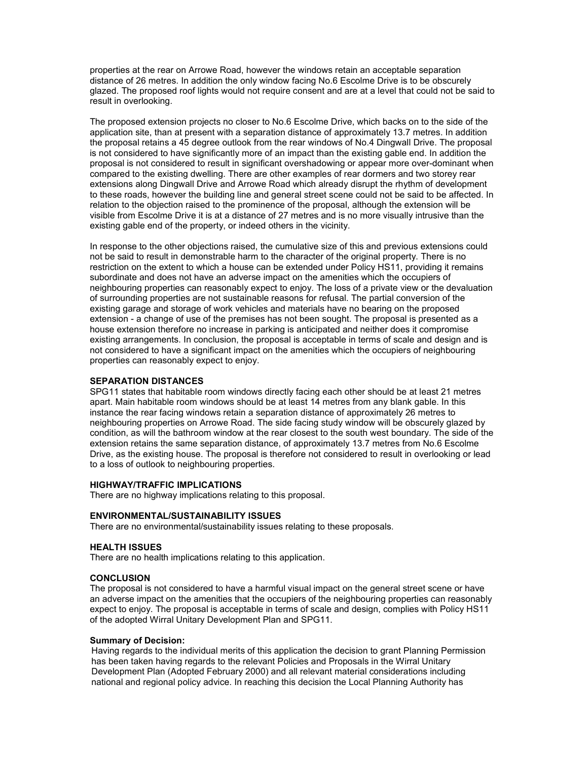properties at the rear on Arrowe Road, however the windows retain an acceptable separation distance of 26 metres. In addition the only window facing No.6 Escolme Drive is to be obscurely glazed. The proposed roof lights would not require consent and are at a level that could not be said to result in overlooking.

The proposed extension projects no closer to No.6 Escolme Drive, which backs on to the side of the application site, than at present with a separation distance of approximately 13.7 metres. In addition the proposal retains a 45 degree outlook from the rear windows of No.4 Dingwall Drive. The proposal is not considered to have significantly more of an impact than the existing gable end. In addition the proposal is not considered to result in significant overshadowing or appear more over-dominant when compared to the existing dwelling. There are other examples of rear dormers and two storey rear extensions along Dingwall Drive and Arrowe Road which already disrupt the rhythm of development to these roads, however the building line and general street scene could not be said to be affected. In relation to the objection raised to the prominence of the proposal, although the extension will be visible from Escolme Drive it is at a distance of 27 metres and is no more visually intrusive than the existing gable end of the property, or indeed others in the vicinity.

In response to the other objections raised, the cumulative size of this and previous extensions could not be said to result in demonstrable harm to the character of the original property. There is no restriction on the extent to which a house can be extended under Policy HS11, providing it remains subordinate and does not have an adverse impact on the amenities which the occupiers of neighbouring properties can reasonably expect to enjoy. The loss of a private view or the devaluation of surrounding properties are not sustainable reasons for refusal. The partial conversion of the existing garage and storage of work vehicles and materials have no bearing on the proposed extension - a change of use of the premises has not been sought. The proposal is presented as a house extension therefore no increase in parking is anticipated and neither does it compromise existing arrangements. In conclusion, the proposal is acceptable in terms of scale and design and is not considered to have a significant impact on the amenities which the occupiers of neighbouring properties can reasonably expect to enjoy.

**SEPARATION DISTANCES**

SPG11 states that habitable room windows directly facing each other should be at least 21 metres apart. Main habitable room windows should be at least 14 metres from any blank gable. In this instance the rear facing windows retain a separation distance of approximately 26 metres to neighbouring properties on Arrowe Road. The side facing study window will be obscurely glazed by condition, as will the bathroom window at the rear closest to the south west boundary. The side of the extension retains the same separation distance, of approximately 13.7 metres from No.6 Escolme Drive, as the existing house. The proposal is therefore not considered to result in overlooking or lead to a loss of outlook to neighbouring properties.

**HIGHWAY/TRAFFIC IMPLICATIONS**

There are no highway implications relating to this proposal.

**ENVIRONMENTAL/SUSTAINABILITY ISSUES**

There are no environmental/sustainability issues relating to these proposals.

**HEALTH ISSUES**

There are no health implications relating to this application.

**CONCLUSION**

The proposal is not considered to have a harmful visual impact on the general street scene or have an adverse impact on the amenities that the occupiers of the neighbouring properties can reasonably expect to enjoy. The proposal is acceptable in terms of scale and design, complies with Policy HS11 of the adopted Wirral Unitary Development Plan and SPG11.

**Summary of Decision:**

Having regards to the individual merits of this application the decision to grant Planning Permission has been taken having regards to the relevant Policies and Proposals in the Wirral Unitary Development Plan (Adopted February 2000) and all relevant material considerations including national and regional policy advice. In reaching this decision the Local Planning Authority has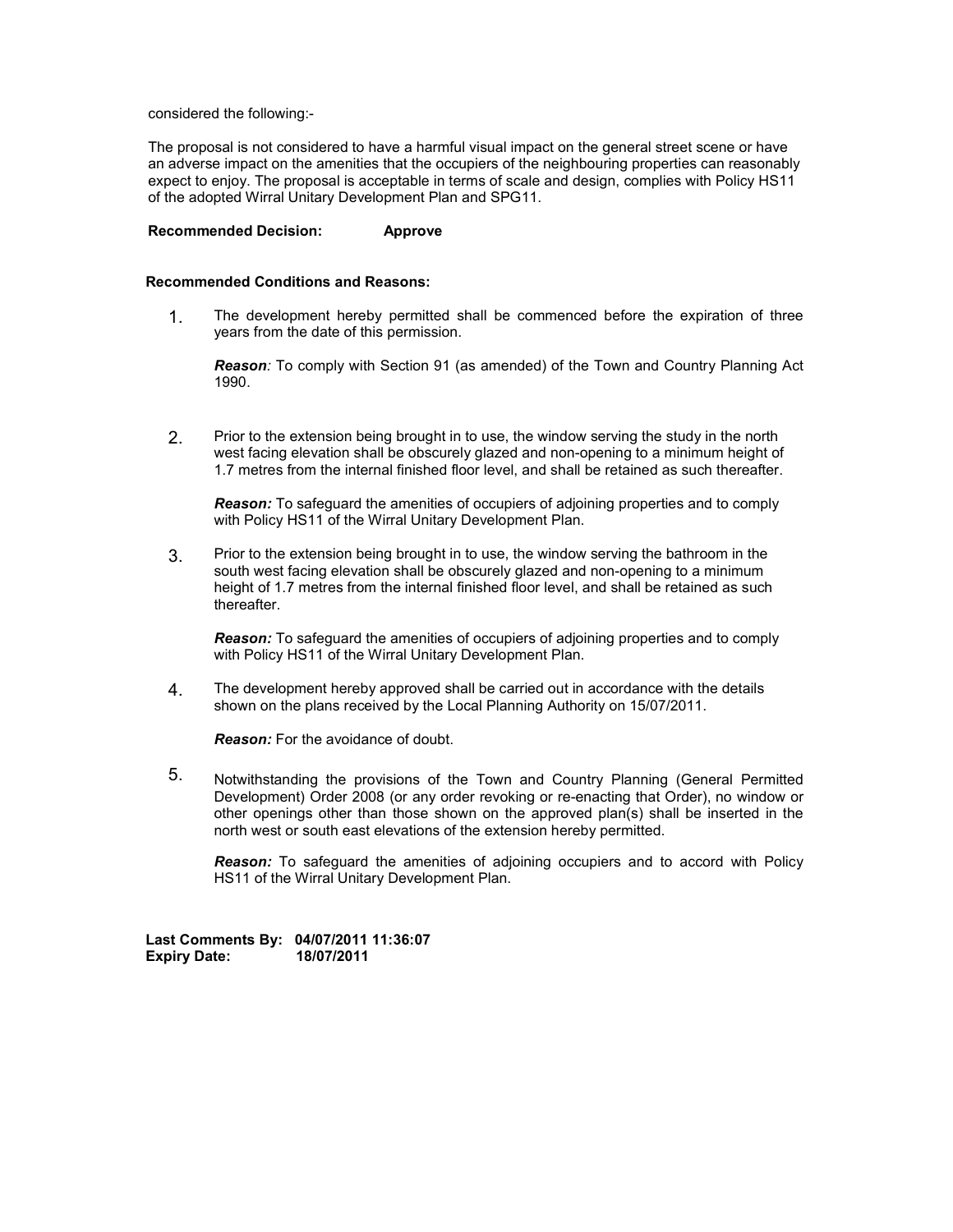considered the following:-

The proposal is not considered to have a harmful visual impact on the general street scene or have an adverse impact on the amenities that the occupiers of the neighbouring properties can reasonably expect to enjoy. The proposal is acceptable in terms of scale and design, complies with Policy HS11 of the adopted Wirral Unitary Development Plan and SPG11.

**Recommended Decision:** **Approve**

**Recommended Conditions and Reasons:**

1. The development hereby permitted shall be commenced before the expiration of three years from the date of this permission.

   ***Reason****:* To comply with Section 91 (as amended) of the Town and Country Planning Act 1990.

2. Prior to the extension being brought in to use, the window serving the study in the north west facing elevation shall be obscurely glazed and non-opening to a minimum height of 1.7 metres from the internal finished floor level, and shall be retained as such thereafter.

   ***Reason:*** To safeguard the amenities of occupiers of adjoining properties and to comply with Policy HS11 of the Wirral Unitary Development Plan.

3. Prior to the extension being brought in to use, the window serving the bathroom in the south west facing elevation shall be obscurely glazed and non-opening to a minimum height of 1.7 metres from the internal finished floor level, and shall be retained as such thereafter.

   ***Reason:*** To safeguard the amenities of occupiers of adjoining properties and to comply with Policy HS11 of the Wirral Unitary Development Plan.

4. The development hereby approved shall be carried out in accordance with the details shown on the plans received by the Local Planning Authority on 15/07/2011.

   ***Reason:*** For the avoidance of doubt.

5. Notwithstanding the provisions of the Town and Country Planning (General Permitted Development) Order 2008 (or any order revoking or re-enacting that Order), no window or other openings other than those shown on the approved plan(s) shall be inserted in the north west or south east elevations of the extension hereby permitted.

   ***Reason:*** To safeguard the amenities of adjoining occupiers and to accord with Policy HS11 of the Wirral Unitary Development Plan.

**Last Comments By: 04/07/2011 11:36:07**
**Expiry Date: 18/07/2011**